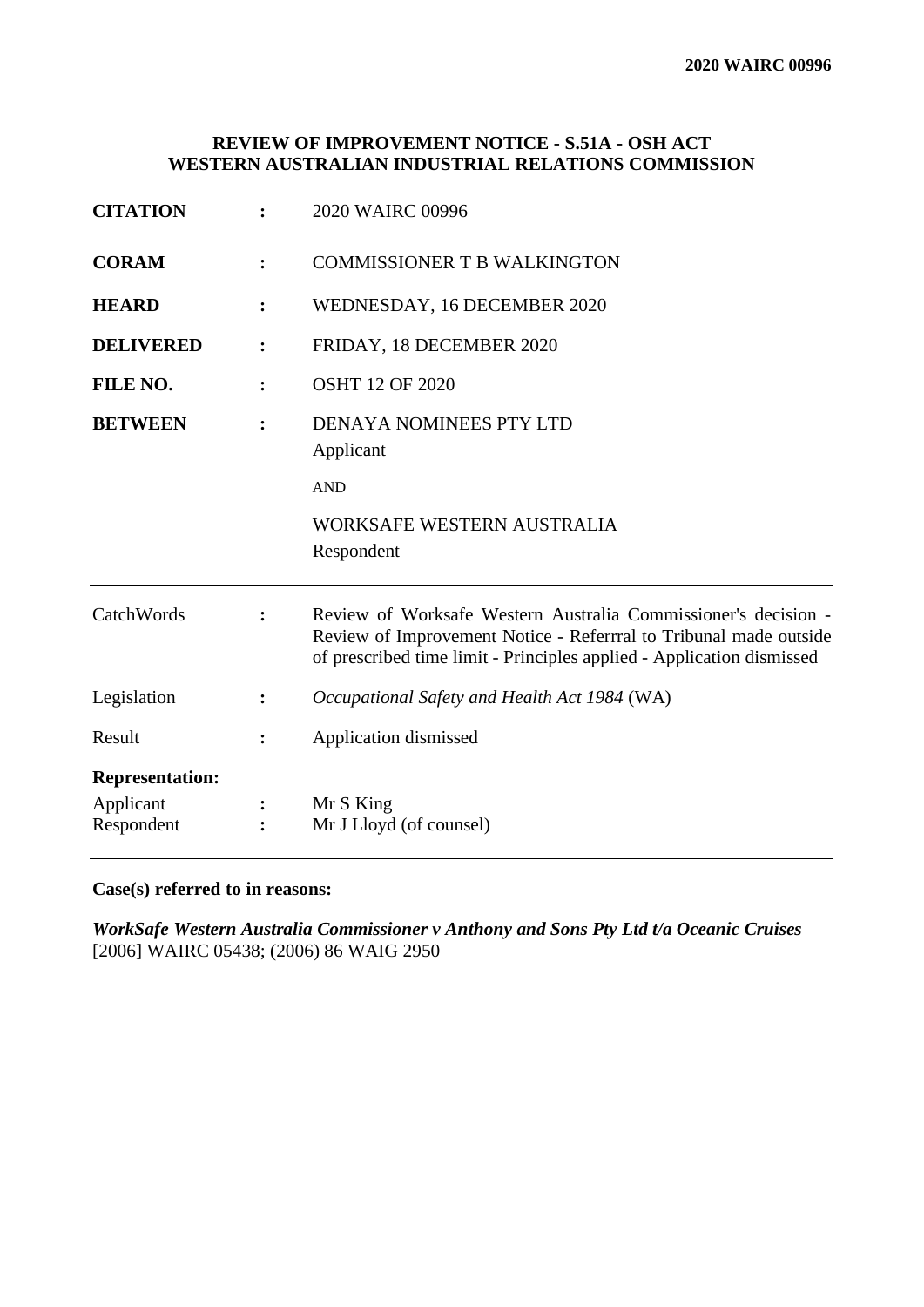**2020 WAIRC 00996**

**REVIEW OF IMPROVEMENT NOTICE - S.51A - OSH ACT**
**WESTERN AUSTRALIAN INDUSTRIAL RELATIONS COMMISSION**

| | | |
|---|---|---|
| **CITATION** | : | 2020 WAIRC 00996 |
| **CORAM** | : | COMMISSIONER T B WALKINGTON |
| **HEARD** | : | WEDNESDAY, 16 DECEMBER 2020 |
| **DELIVERED** | : | FRIDAY, 18 DECEMBER 2020 |
| **FILE NO.** | : | OSHT 12 OF 2020 |
| **BETWEEN** | : | DENAYA NOMINEES PTY LTD<br>Applicant<br>AND<br>WORKSAFE WESTERN AUSTRALIA<br>Respondent |

| | | |
|---|---|---|
| CatchWords | : | Review of Worksafe Western Australia Commissioner's decision - Review of Improvement Notice - Referrral to Tribunal made outside of prescribed time limit - Principles applied - Application dismissed |
| Legislation | : | *Occupational Safety and Health Act 1984* (WA) |
| Result | : | Application dismissed |
| **Representation:** | | |
| Applicant | : | Mr S King |
| Respondent | : | Mr J Lloyd (of counsel) |

**Case(s) referred to in reasons:**

***WorkSafe Western Australia Commissioner v Anthony and Sons Pty Ltd t/a Oceanic Cruises*** [2006] WAIRC 05438; (2006) 86 WAIG 2950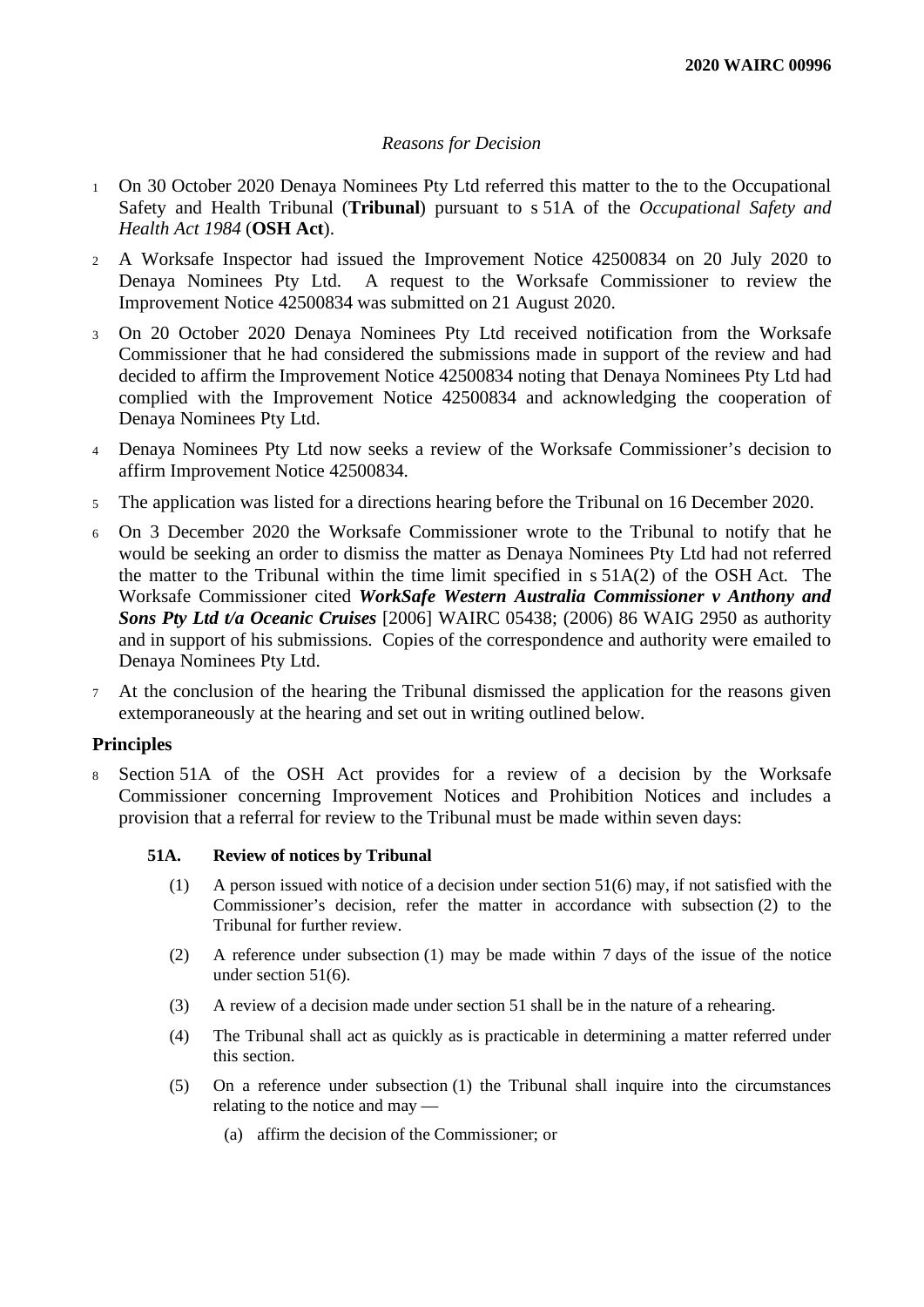*Reasons for Decision*

1 On 30 October 2020 Denaya Nominees Pty Ltd referred this matter to the to the Occupational Safety and Health Tribunal (**Tribunal**) pursuant to s 51A of the *Occupational Safety and Health Act 1984* (**OSH Act**).

2 A Worksafe Inspector had issued the Improvement Notice 42500834 on 20 July 2020 to Denaya Nominees Pty Ltd. A request to the Worksafe Commissioner to review the Improvement Notice 42500834 was submitted on 21 August 2020.

3 On 20 October 2020 Denaya Nominees Pty Ltd received notification from the Worksafe Commissioner that he had considered the submissions made in support of the review and had decided to affirm the Improvement Notice 42500834 noting that Denaya Nominees Pty Ltd had complied with the Improvement Notice 42500834 and acknowledging the cooperation of Denaya Nominees Pty Ltd.

4 Denaya Nominees Pty Ltd now seeks a review of the Worksafe Commissioner's decision to affirm Improvement Notice 42500834.

5 The application was listed for a directions hearing before the Tribunal on 16 December 2020.

6 On 3 December 2020 the Worksafe Commissioner wrote to the Tribunal to notify that he would be seeking an order to dismiss the matter as Denaya Nominees Pty Ltd had not referred the matter to the Tribunal within the time limit specified in s 51A(2) of the OSH Act. The Worksafe Commissioner cited ***WorkSafe Western Australia Commissioner v Anthony and Sons Pty Ltd t/a Oceanic Cruises*** [2006] WAIRC 05438; (2006) 86 WAIG 2950 as authority and in support of his submissions. Copies of the correspondence and authority were emailed to Denaya Nominees Pty Ltd.

7 At the conclusion of the hearing the Tribunal dismissed the application for the reasons given extemporaneously at the hearing and set out in writing outlined below.

## Principles

8 Section 51A of the OSH Act provides for a review of a decision by the Worksafe Commissioner concerning Improvement Notices and Prohibition Notices and includes a provision that a referral for review to the Tribunal must be made within seven days:

> **51A. Review of notices by Tribunal**
>
> (1) A person issued with notice of a decision under section 51(6) may, if not satisfied with the Commissioner's decision, refer the matter in accordance with subsection (2) to the Tribunal for further review.
>
> (2) A reference under subsection (1) may be made within 7 days of the issue of the notice under section 51(6).
>
> (3) A review of a decision made under section 51 shall be in the nature of a rehearing.
>
> (4) The Tribunal shall act as quickly as is practicable in determining a matter referred under this section.
>
> (5) On a reference under subsection (1) the Tribunal shall inquire into the circumstances relating to the notice and may —
>
> (a) affirm the decision of the Commissioner; or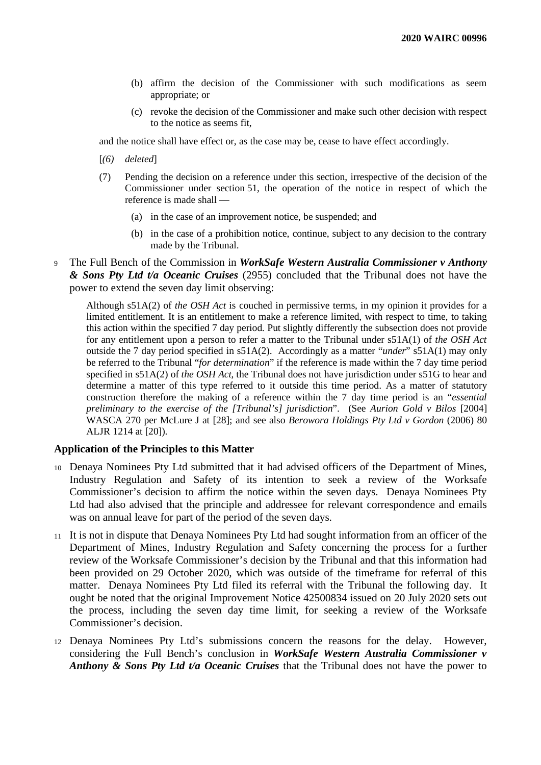(b) affirm the decision of the Commissioner with such modifications as seem appropriate; or

(c) revoke the decision of the Commissioner and make such other decision with respect to the notice as seems fit,

and the notice shall have effect or, as the case may be, cease to have effect accordingly.

[*(6) deleted*]

(7) Pending the decision on a reference under this section, irrespective of the decision of the Commissioner under section 51, the operation of the notice in respect of which the reference is made shall —

(a) in the case of an improvement notice, be suspended; and

(b) in the case of a prohibition notice, continue, subject to any decision to the contrary made by the Tribunal.

9 The Full Bench of the Commission in ***WorkSafe Western Australia Commissioner v Anthony & Sons Pty Ltd t/a Oceanic Cruises*** (2955) concluded that the Tribunal does not have the power to extend the seven day limit observing:

> Although s51A(2) of *the OSH Act* is couched in permissive terms, in my opinion it provides for a limited entitlement. It is an entitlement to make a reference limited, with respect to time, to taking this action within the specified 7 day period. Put slightly differently the subsection does not provide for any entitlement upon a person to refer a matter to the Tribunal under s51A(1) of *the OSH Act* outside the 7 day period specified in s51A(2). Accordingly as a matter "*under*" s51A(1) may only be referred to the Tribunal "*for determination*" if the reference is made within the 7 day time period specified in s51A(2) of *the OSH Act*, the Tribunal does not have jurisdiction under s51G to hear and determine a matter of this type referred to it outside this time period. As a matter of statutory construction therefore the making of a reference within the 7 day time period is an "*essential preliminary to the exercise of the [Tribunal's] jurisdiction*". (See *Aurion Gold v Bilos* [2004] WASCA 270 per McLure J at [28]; and see also *Berowora Holdings Pty Ltd v Gordon* (2006) 80 ALJR 1214 at [20]).

### Application of the Principles to this Matter

10 Denaya Nominees Pty Ltd submitted that it had advised officers of the Department of Mines, Industry Regulation and Safety of its intention to seek a review of the Worksafe Commissioner's decision to affirm the notice within the seven days. Denaya Nominees Pty Ltd had also advised that the principle and addressee for relevant correspondence and emails was on annual leave for part of the period of the seven days.

11 It is not in dispute that Denaya Nominees Pty Ltd had sought information from an officer of the Department of Mines, Industry Regulation and Safety concerning the process for a further review of the Worksafe Commissioner's decision by the Tribunal and that this information had been provided on 29 October 2020, which was outside of the timeframe for referral of this matter. Denaya Nominees Pty Ltd filed its referral with the Tribunal the following day. It ought be noted that the original Improvement Notice 42500834 issued on 20 July 2020 sets out the process, including the seven day time limit, for seeking a review of the Worksafe Commissioner's decision.

12 Denaya Nominees Pty Ltd's submissions concern the reasons for the delay. However, considering the Full Bench's conclusion in ***WorkSafe Western Australia Commissioner v Anthony & Sons Pty Ltd t/a Oceanic Cruises*** that the Tribunal does not have the power to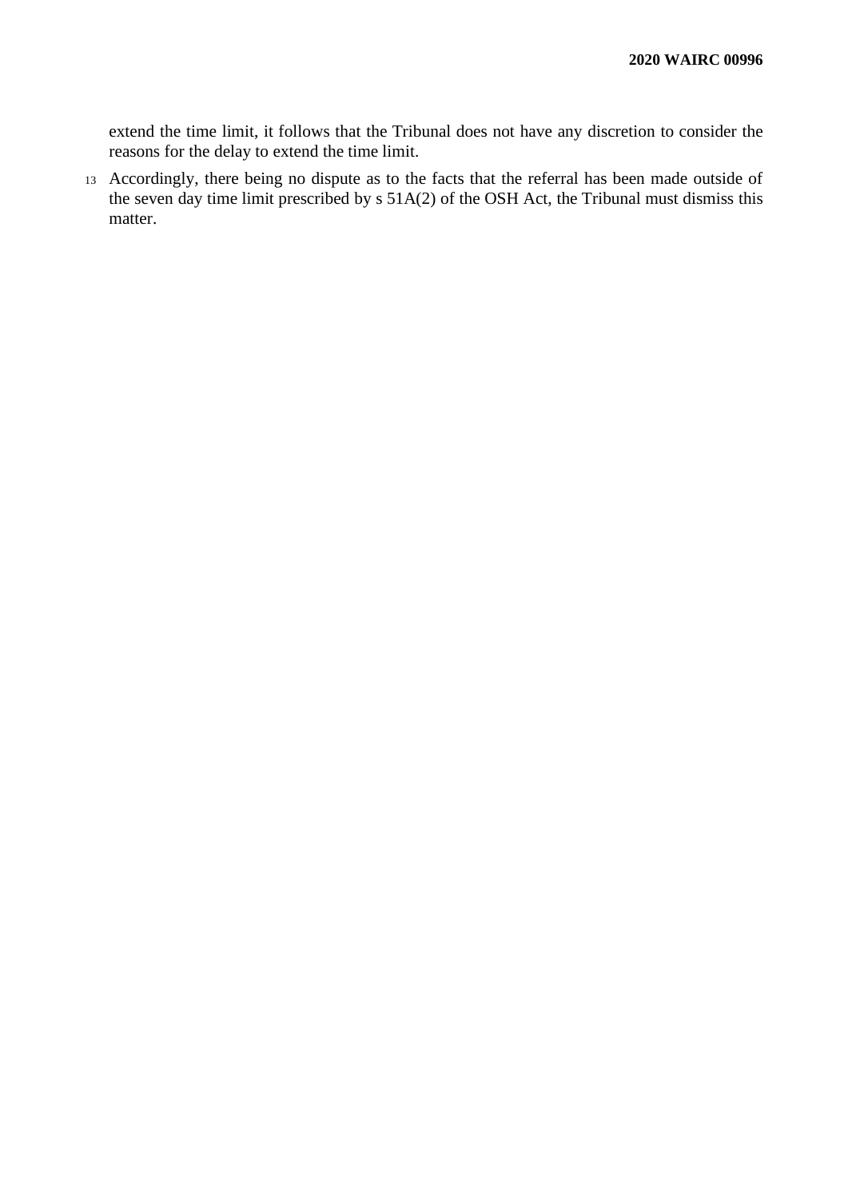extend the time limit, it follows that the Tribunal does not have any discretion to consider the reasons for the delay to extend the time limit.

13 Accordingly, there being no dispute as to the facts that the referral has been made outside of the seven day time limit prescribed by s 51A(2) of the OSH Act, the Tribunal must dismiss this matter.